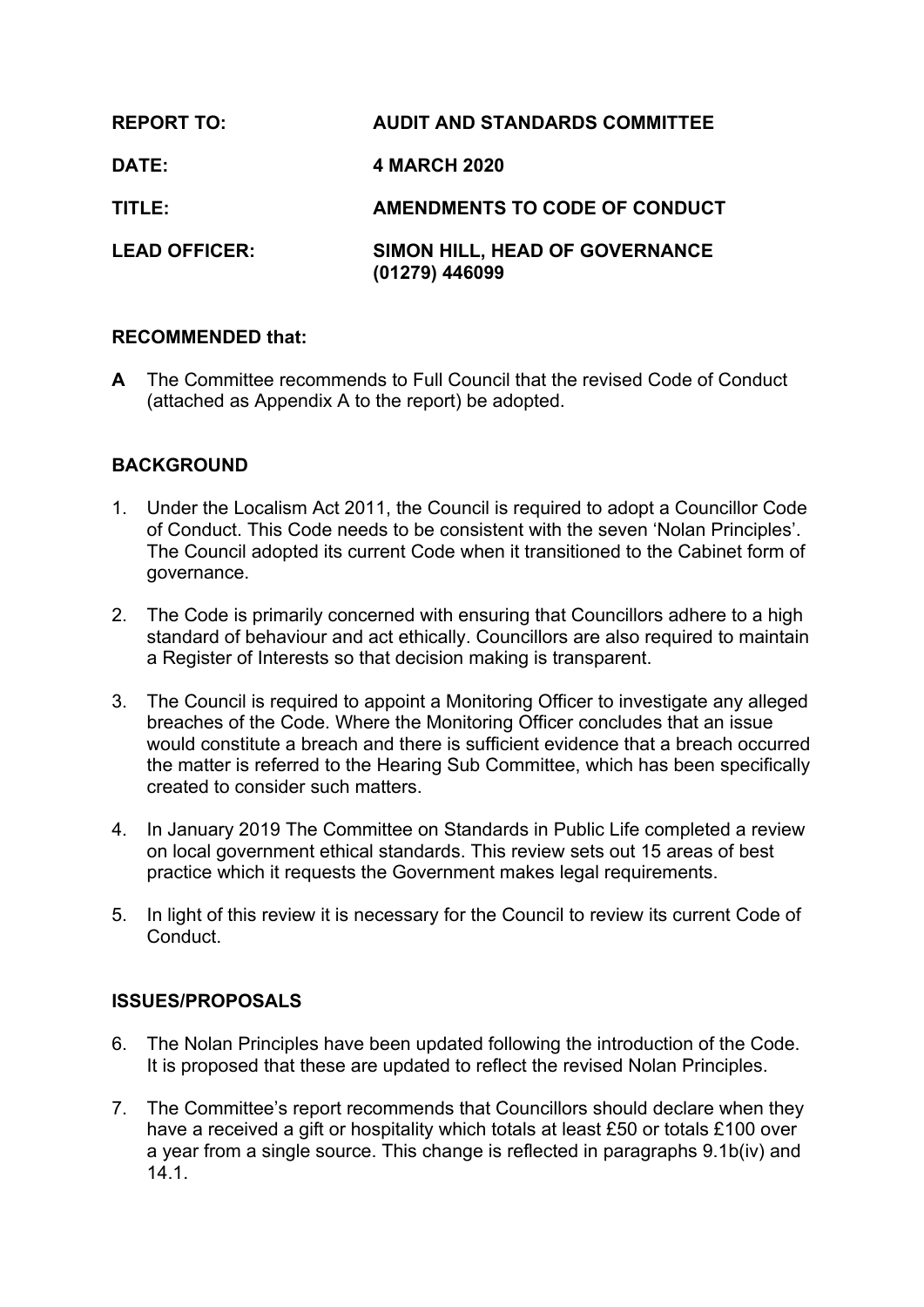| | |
|---|---|
| **REPORT TO:** | **AUDIT AND STANDARDS COMMITTEE** |
| **DATE:** | **4 MARCH 2020** |
| **TITLE:** | **AMENDMENTS TO CODE OF CONDUCT** |
| **LEAD OFFICER:** | **SIMON HILL, HEAD OF GOVERNANCE (01279) 446099** |

**RECOMMENDED that:**

**A** The Committee recommends to Full Council that the revised Code of Conduct (attached as Appendix A to the report) be adopted.

## BACKGROUND

1. Under the Localism Act 2011, the Council is required to adopt a Councillor Code of Conduct. This Code needs to be consistent with the seven 'Nolan Principles'. The Council adopted its current Code when it transitioned to the Cabinet form of governance.

2. The Code is primarily concerned with ensuring that Councillors adhere to a high standard of behaviour and act ethically. Councillors are also required to maintain a Register of Interests so that decision making is transparent.

3. The Council is required to appoint a Monitoring Officer to investigate any alleged breaches of the Code. Where the Monitoring Officer concludes that an issue would constitute a breach and there is sufficient evidence that a breach occurred the matter is referred to the Hearing Sub Committee, which has been specifically created to consider such matters.

4. In January 2019 The Committee on Standards in Public Life completed a review on local government ethical standards. This review sets out 15 areas of best practice which it requests the Government makes legal requirements.

5. In light of this review it is necessary for the Council to review its current Code of Conduct.

## ISSUES/PROPOSALS

6. The Nolan Principles have been updated following the introduction of the Code. It is proposed that these are updated to reflect the revised Nolan Principles.

7. The Committee's report recommends that Councillors should declare when they have a received a gift or hospitality which totals at least £50 or totals £100 over a year from a single source. This change is reflected in paragraphs 9.1b(iv) and 14.1.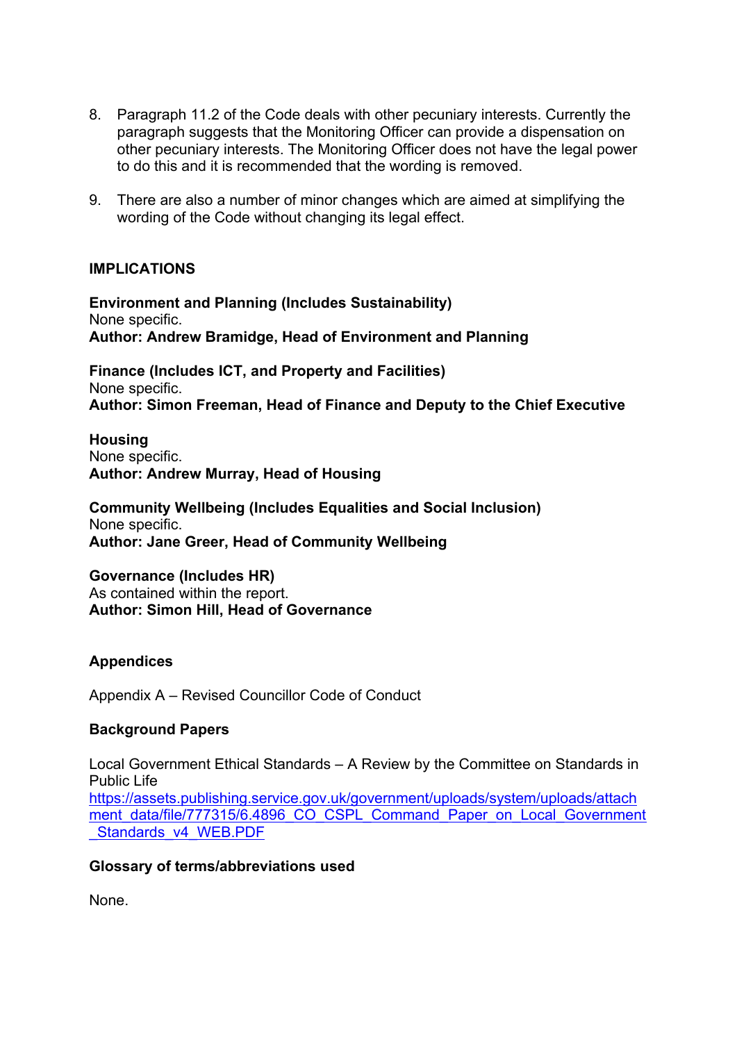8. Paragraph 11.2 of the Code deals with other pecuniary interests. Currently the paragraph suggests that the Monitoring Officer can provide a dispensation on other pecuniary interests. The Monitoring Officer does not have the legal power to do this and it is recommended that the wording is removed.

9. There are also a number of minor changes which are aimed at simplifying the wording of the Code without changing its legal effect.

## IMPLICATIONS

**Environment and Planning (Includes Sustainability)**
None specific.
**Author: Andrew Bramidge, Head of Environment and Planning**

**Finance (Includes ICT, and Property and Facilities)**
None specific.
**Author: Simon Freeman, Head of Finance and Deputy to the Chief Executive**

**Housing**
None specific.
**Author: Andrew Murray, Head of Housing**

**Community Wellbeing (Includes Equalities and Social Inclusion)**
None specific.
**Author: Jane Greer, Head of Community Wellbeing**

**Governance (Includes HR)**
As contained within the report.
**Author: Simon Hill, Head of Governance**

## Appendices

Appendix A – Revised Councillor Code of Conduct

## Background Papers

Local Government Ethical Standards – A Review by the Committee on Standards in Public Life
https://assets.publishing.service.gov.uk/government/uploads/system/uploads/attachment_data/file/777315/6.4896_CO_CSPL_Command_Paper_on_Local_Government_Standards_v4_WEB.PDF

## Glossary of terms/abbreviations used

None.